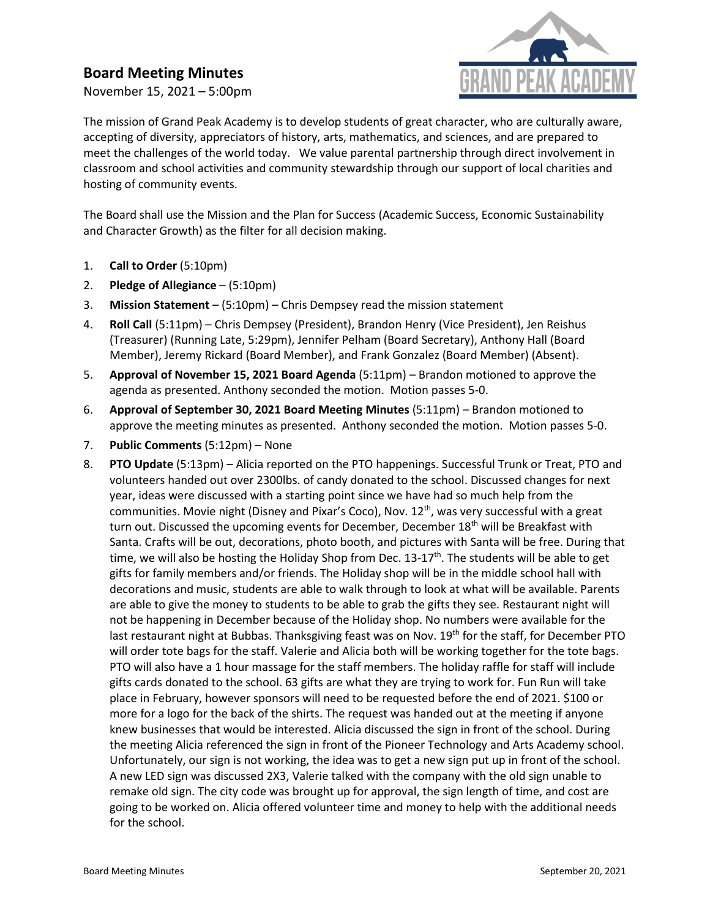# Board Meeting Minutes

November 15, 2021 – 5:00pm

The mission of Grand Peak Academy is to develop students of great character, who are culturally aware, accepting of diversity, appreciators of history, arts, mathematics, and sciences, and are prepared to meet the challenges of the world today. We value parental partnership through direct involvement in classroom and school activities and community stewardship through our support of local charities and hosting of community events.

The Board shall use the Mission and the Plan for Success (Academic Success, Economic Sustainability and Character Growth) as the filter for all decision making.

1. **Call to Order** (5:10pm)
2. **Pledge of Allegiance** – (5:10pm)
3. **Mission Statement** – (5:10pm) – Chris Dempsey read the mission statement
4. **Roll Call** (5:11pm) – Chris Dempsey (President), Brandon Henry (Vice President), Jen Reishus (Treasurer) (Running Late, 5:29pm), Jennifer Pelham (Board Secretary), Anthony Hall (Board Member), Jeremy Rickard (Board Member), and Frank Gonzalez (Board Member) (Absent).
5. **Approval of November 15, 2021 Board Agenda** (5:11pm) – Brandon motioned to approve the agenda as presented. Anthony seconded the motion. Motion passes 5-0.
6. **Approval of September 30, 2021 Board Meeting Minutes** (5:11pm) – Brandon motioned to approve the meeting minutes as presented. Anthony seconded the motion. Motion passes 5-0.
7. **Public Comments** (5:12pm) – None
8. **PTO Update** (5:13pm) – Alicia reported on the PTO happenings. Successful Trunk or Treat, PTO and volunteers handed out over 2300lbs. of candy donated to the school. Discussed changes for next year, ideas were discussed with a starting point since we have had so much help from the communities. Movie night (Disney and Pixar's Coco), Nov. 12th, was very successful with a great turn out. Discussed the upcoming events for December, December 18th will be Breakfast with Santa. Crafts will be out, decorations, photo booth, and pictures with Santa will be free. During that time, we will also be hosting the Holiday Shop from Dec. 13-17th. The students will be able to get gifts for family members and/or friends. The Holiday shop will be in the middle school hall with decorations and music, students are able to walk through to look at what will be available. Parents are able to give the money to students to be able to grab the gifts they see. Restaurant night will not be happening in December because of the Holiday shop. No numbers were available for the last restaurant night at Bubbas. Thanksgiving feast was on Nov. 19th for the staff, for December PTO will order tote bags for the staff. Valerie and Alicia both will be working together for the tote bags. PTO will also have a 1 hour massage for the staff members. The holiday raffle for staff will include gifts cards donated to the school. 63 gifts are what they are trying to work for. Fun Run will take place in February, however sponsors will need to be requested before the end of 2021. $100 or more for a logo for the back of the shirts. The request was handed out at the meeting if anyone knew businesses that would be interested. Alicia discussed the sign in front of the school. During the meeting Alicia referenced the sign in front of the Pioneer Technology and Arts Academy school. Unfortunately, our sign is not working, the idea was to get a new sign put up in front of the school. A new LED sign was discussed 2X3, Valerie talked with the company with the old sign unable to remake old sign. The city code was brought up for approval, the sign length of time, and cost are going to be worked on. Alicia offered volunteer time and money to help with the additional needs for the school.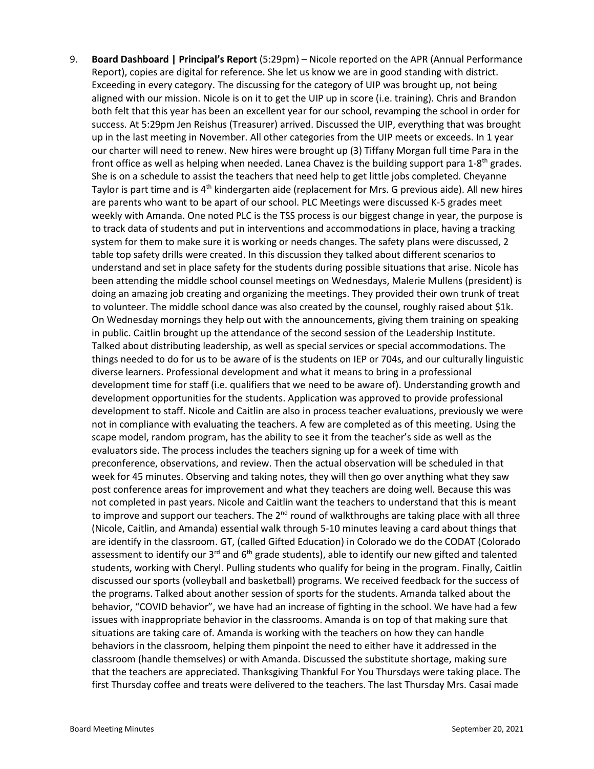9. **Board Dashboard | Principal's Report** (5:29pm) – Nicole reported on the APR (Annual Performance Report), copies are digital for reference. She let us know we are in good standing with district. Exceeding in every category. The discussing for the category of UIP was brought up, not being aligned with our mission. Nicole is on it to get the UIP up in score (i.e. training). Chris and Brandon both felt that this year has been an excellent year for our school, revamping the school in order for success. At 5:29pm Jen Reishus (Treasurer) arrived. Discussed the UIP, everything that was brought up in the last meeting in November. All other categories from the UIP meets or exceeds. In 1 year our charter will need to renew. New hires were brought up (3) Tiffany Morgan full time Para in the front office as well as helping when needed. Lanea Chavez is the building support para 1-8th grades. She is on a schedule to assist the teachers that need help to get little jobs completed. Cheyanne Taylor is part time and is 4th kindergarten aide (replacement for Mrs. G previous aide). All new hires are parents who want to be apart of our school. PLC Meetings were discussed K-5 grades meet weekly with Amanda. One noted PLC is the TSS process is our biggest change in year, the purpose is to track data of students and put in interventions and accommodations in place, having a tracking system for them to make sure it is working or needs changes. The safety plans were discussed, 2 table top safety drills were created. In this discussion they talked about different scenarios to understand and set in place safety for the students during possible situations that arise. Nicole has been attending the middle school counsel meetings on Wednesdays, Malerie Mullens (president) is doing an amazing job creating and organizing the meetings. They provided their own trunk of treat to volunteer. The middle school dance was also created by the counsel, roughly raised about $1k. On Wednesday mornings they help out with the announcements, giving them training on speaking in public. Caitlin brought up the attendance of the second session of the Leadership Institute. Talked about distributing leadership, as well as special services or special accommodations. The things needed to do for us to be aware of is the students on IEP or 704s, and our culturally linguistic diverse learners. Professional development and what it means to bring in a professional development time for staff (i.e. qualifiers that we need to be aware of). Understanding growth and development opportunities for the students. Application was approved to provide professional development to staff. Nicole and Caitlin are also in process teacher evaluations, previously we were not in compliance with evaluating the teachers. A few are completed as of this meeting. Using the scape model, random program, has the ability to see it from the teacher's side as well as the evaluators side. The process includes the teachers signing up for a week of time with preconference, observations, and review. Then the actual observation will be scheduled in that week for 45 minutes. Observing and taking notes, they will then go over anything what they saw post conference areas for improvement and what they teachers are doing well. Because this was not completed in past years. Nicole and Caitlin want the teachers to understand that this is meant to improve and support our teachers. The 2nd round of walkthroughs are taking place with all three (Nicole, Caitlin, and Amanda) essential walk through 5-10 minutes leaving a card about things that are identify in the classroom. GT, (called Gifted Education) in Colorado we do the CODAT (Colorado assessment to identify our 3rd and 6th grade students), able to identify our new gifted and talented students, working with Cheryl. Pulling students who qualify for being in the program. Finally, Caitlin discussed our sports (volleyball and basketball) programs. We received feedback for the success of the programs. Talked about another session of sports for the students. Amanda talked about the behavior, "COVID behavior", we have had an increase of fighting in the school. We have had a few issues with inappropriate behavior in the classrooms. Amanda is on top of that making sure that situations are taking care of. Amanda is working with the teachers on how they can handle behaviors in the classroom, helping them pinpoint the need to either have it addressed in the classroom (handle themselves) or with Amanda. Discussed the substitute shortage, making sure that the teachers are appreciated. Thanksgiving Thankful For You Thursdays were taking place. The first Thursday coffee and treats were delivered to the teachers. The last Thursday Mrs. Casai made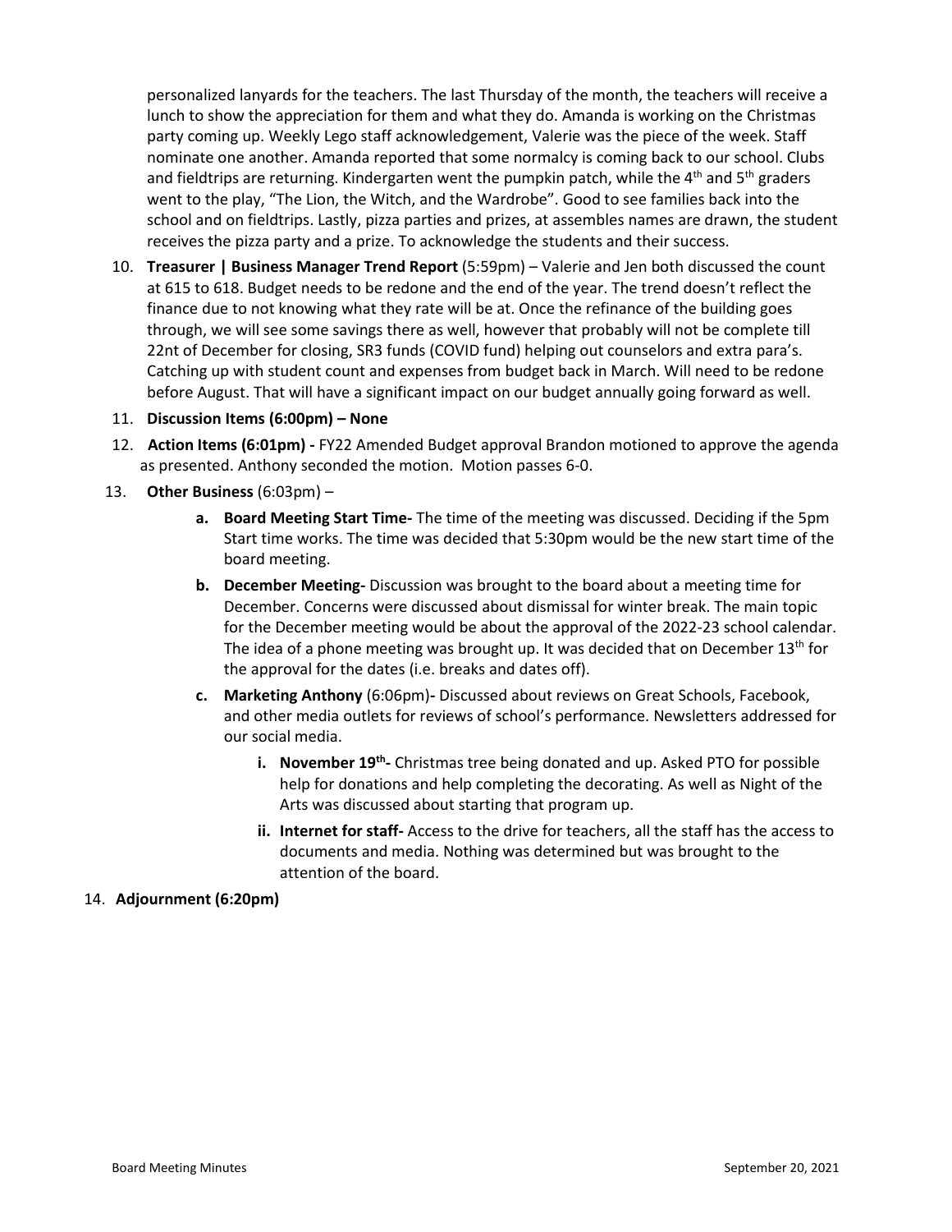personalized lanyards for the teachers. The last Thursday of the month, the teachers will receive a lunch to show the appreciation for them and what they do. Amanda is working on the Christmas party coming up. Weekly Lego staff acknowledgement, Valerie was the piece of the week. Staff nominate one another. Amanda reported that some normalcy is coming back to our school. Clubs and fieldtrips are returning. Kindergarten went the pumpkin patch, while the 4th and 5th graders went to the play, "The Lion, the Witch, and the Wardrobe". Good to see families back into the school and on fieldtrips. Lastly, pizza parties and prizes, at assembles names are drawn, the student receives the pizza party and a prize. To acknowledge the students and their success.

10. **Treasurer | Business Manager Trend Report** (5:59pm) – Valerie and Jen both discussed the count at 615 to 618. Budget needs to be redone and the end of the year. The trend doesn't reflect the finance due to not knowing what they rate will be at. Once the refinance of the building goes through, we will see some savings there as well, however that probably will not be complete till 22nt of December for closing, SR3 funds (COVID fund) helping out counselors and extra para's. Catching up with student count and expenses from budget back in March. Will need to be redone before August. That will have a significant impact on our budget annually going forward as well.
11. **Discussion Items (6:00pm) – None**
12. **Action Items (6:01pm) -** FY22 Amended Budget approval Brandon motioned to approve the agenda as presented. Anthony seconded the motion. Motion passes 6-0.
13. **Other Business** (6:03pm) –
    a. **Board Meeting Start Time-** The time of the meeting was discussed. Deciding if the 5pm Start time works. The time was decided that 5:30pm would be the new start time of the board meeting.
    b. **December Meeting-** Discussion was brought to the board about a meeting time for December. Concerns were discussed about dismissal for winter break. The main topic for the December meeting would be about the approval of the 2022-23 school calendar. The idea of a phone meeting was brought up. It was decided that on December 13th for the approval for the dates (i.e. breaks and dates off).
    c. **Marketing Anthony** (6:06pm)**-** Discussed about reviews on Great Schools, Facebook, and other media outlets for reviews of school's performance. Newsletters addressed for our social media.
        i. **November 19th-** Christmas tree being donated and up. Asked PTO for possible help for donations and help completing the decorating. As well as Night of the Arts was discussed about starting that program up.
        ii. **Internet for staff-** Access to the drive for teachers, all the staff has the access to documents and media. Nothing was determined but was brought to the attention of the board.
14. **Adjournment (6:20pm)**